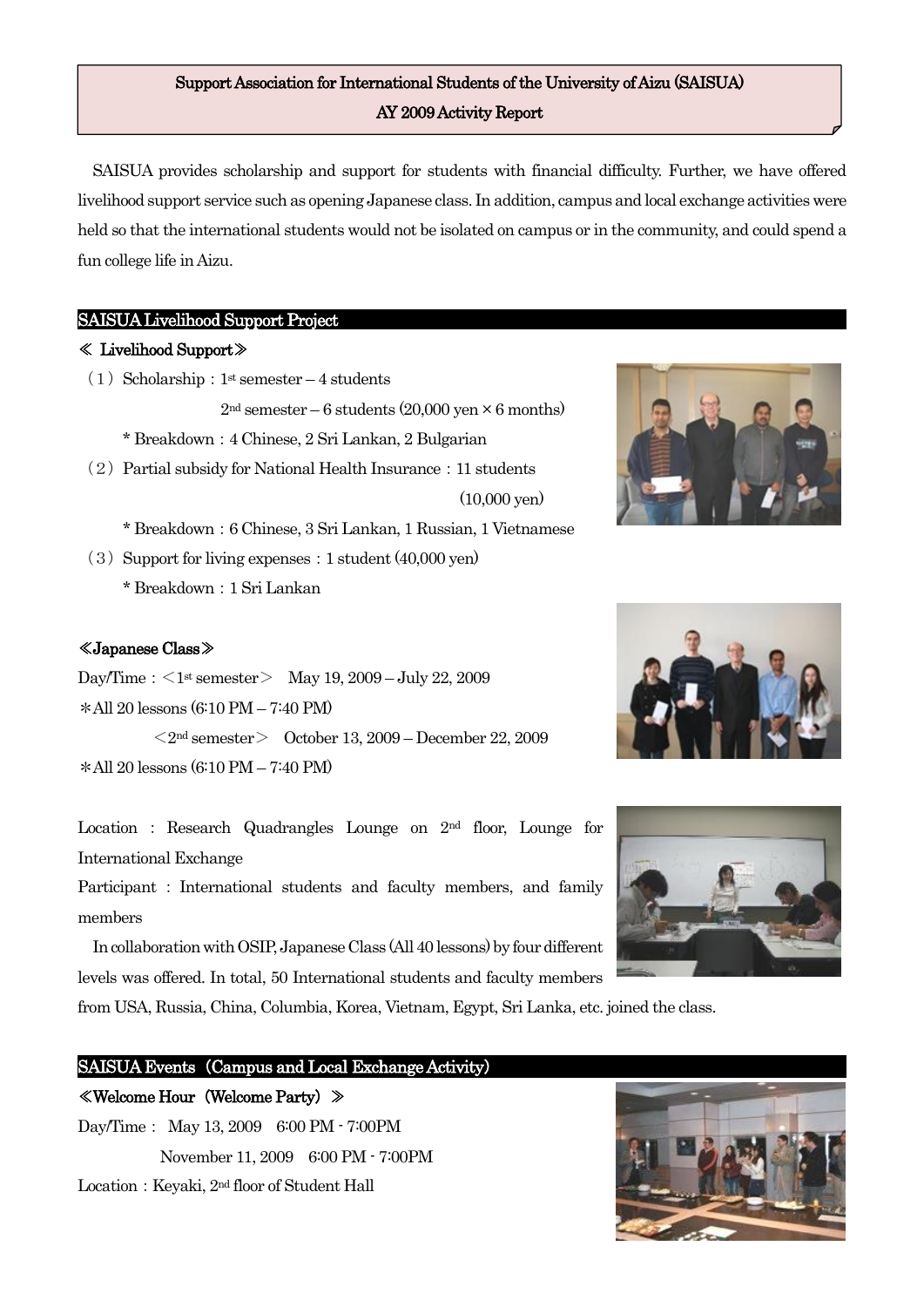# Support Association for International Students of the University of Aizu (SAISUA)
## AY 2009 Activity Report

SAISUA provides scholarship and support for students with financial difficulty. Further, we have offered livelihood support service such as opening Japanese class. In addition, campus and local exchange activities were held so that the international students would not be isolated on campus or in the community, and could spend a fun college life in Aizu.

## SAISUA Livelihood Support Project

### ≪ Livelihood Support≫

（1）Scholarship：1st semester – 4 students

2nd semester – 6 students (20,000 yen × 6 months)

\* Breakdown：4 Chinese, 2 Sri Lankan, 2 Bulgarian

（2）Partial subsidy for National Health Insurance：11 students (10,000 yen)

\* Breakdown：6 Chinese, 3 Sri Lankan, 1 Russian, 1 Vietnamese

（3）Support for living expenses：1 student (40,000 yen)

\* Breakdown：1 Sri Lankan

### ≪Japanese Class≫

Day/Time：＜1st semester＞ May 19, 2009 – July 22, 2009

＊All 20 lessons (6:10 PM – 7:40 PM)

＜2nd semester＞ October 13, 2009 – December 22, 2009

＊All 20 lessons (6:10 PM – 7:40 PM)

Location：Research Quadrangles Lounge on 2nd floor, Lounge for International Exchange

Participant：International students and faculty members, and family members

In collaboration with OSIP, Japanese Class (All 40 lessons) by four different levels was offered. In total, 50 International students and faculty members from USA, Russia, China, Columbia, Korea, Vietnam, Egypt, Sri Lanka, etc. joined the class.

## SAISUA Events（Campus and Local Exchange Activity）

### ≪Welcome Hour（Welcome Party）≫

Day/Time： May 13, 2009 6:00 PM - 7:00PM

November 11, 2009 6:00 PM - 7:00PM

Location：Keyaki, 2nd floor of Student Hall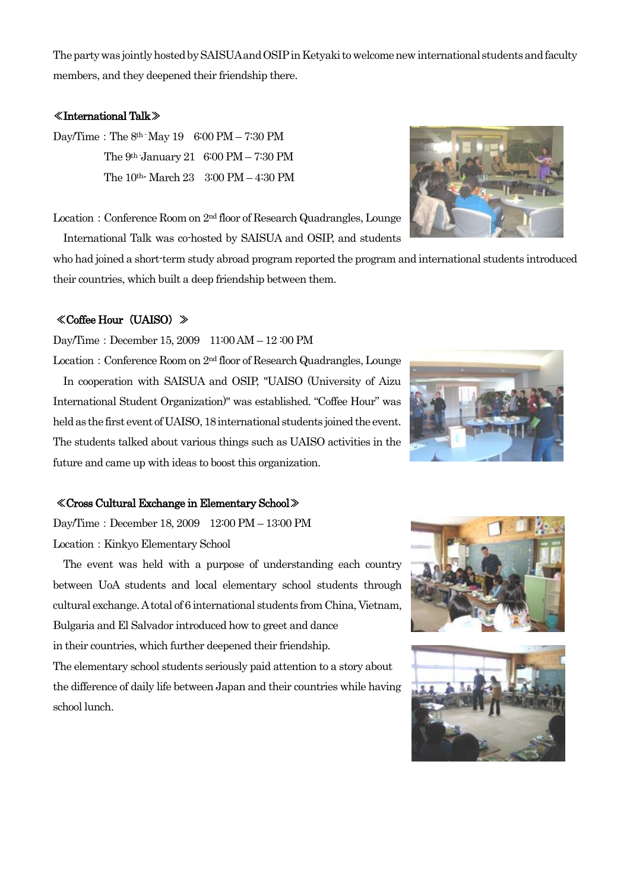The party was jointly hosted by SAISUA and OSIP in Ketyaki to welcome new international students and faculty members, and they deepened their friendship there.

**≪International Talk≫**

Day/Time : The 8th - May 19　6:00 PM – 7:30 PM

The 9th -January 21　6:00 PM – 7:30 PM

The 10th- March 23　3:00 PM – 4:30 PM

Location : Conference Room on 2nd floor of Research Quadrangles, Lounge

International Talk was co-hosted by SAISUA and OSIP, and students who had joined a short-term study abroad program reported the program and international students introduced their countries, which built a deep friendship between them.

**≪Coffee Hour（UAISO）≫**

Day/Time : December 15, 2009　11:00 AM – 12 :00 PM

Location : Conference Room on 2nd floor of Research Quadrangles, Lounge

In cooperation with SAISUA and OSIP, "UAISO (University of Aizu International Student Organization)" was established. “Coffee Hour” was held as the first event of UAISO, 18 international students joined the event. The students talked about various things such as UAISO activities in the future and came up with ideas to boost this organization.

**≪Cross Cultural Exchange in Elementary School≫**

Day/Time : December 18, 2009　12:00 PM – 13:00 PM

Location : Kinkyo Elementary School

The event was held with a purpose of understanding each country between UoA students and local elementary school students through cultural exchange. A total of 6 international students from China, Vietnam, Bulgaria and El Salvador introduced how to greet and dance in their countries, which further deepened their friendship.

The elementary school students seriously paid attention to a story about the difference of daily life between Japan and their countries while having school lunch.